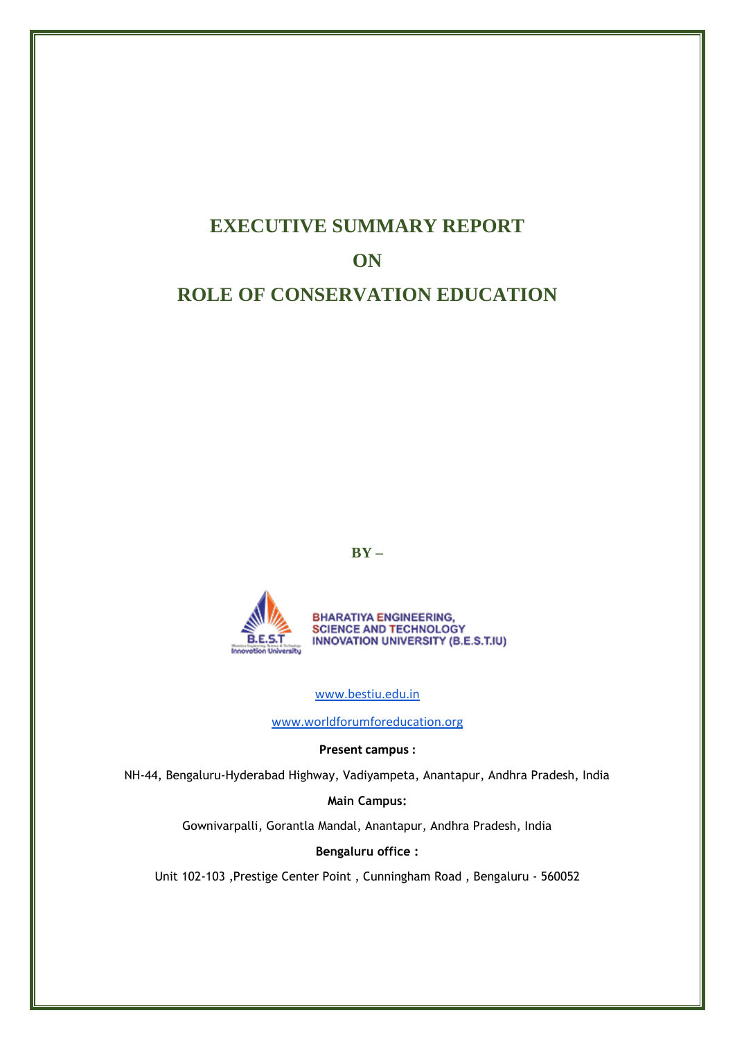# EXECUTIVE SUMMARY REPORT

# ON

# ROLE OF CONSERVATION EDUCATION

**BY –**

BHARATIYA ENGINEERING, SCIENCE AND TECHNOLOGY INNOVATION UNIVERSITY (B.E.S.T.IU)

www.bestiu.edu.in

www.worldforumforeducation.org

**Present campus :**

NH-44, Bengaluru-Hyderabad Highway, Vadiyampeta, Anantapur, Andhra Pradesh, India

**Main Campus:**

Gownivarpalli, Gorantla Mandal, Anantapur, Andhra Pradesh, India

**Bengaluru office :**

Unit 102-103 ,Prestige Center Point , Cunningham Road , Bengaluru - 560052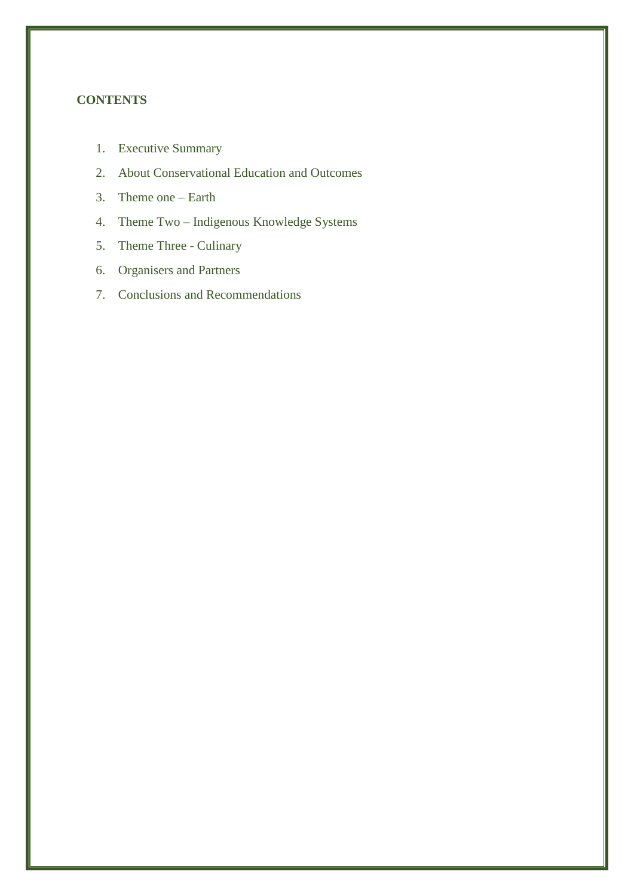**CONTENTS**

1. Executive Summary
2. About Conservational Education and Outcomes
3. Theme one – Earth
4. Theme Two – Indigenous Knowledge Systems
5. Theme Three - Culinary
6. Organisers and Partners
7. Conclusions and Recommendations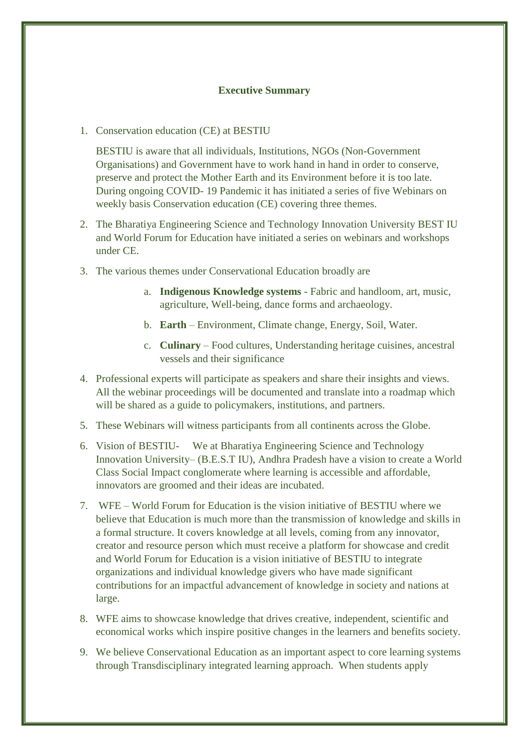## Executive Summary

1. Conservation education (CE) at BESTIU

   BESTIU is aware that all individuals, Institutions, NGOs (Non-Government Organisations) and Government have to work hand in hand in order to conserve, preserve and protect the Mother Earth and its Environment before it is too late. During ongoing COVID- 19 Pandemic it has initiated a series of five Webinars on weekly basis Conservation education (CE) covering three themes.

2. The Bharatiya Engineering Science and Technology Innovation University BEST IU and World Forum for Education have initiated a series on webinars and workshops under CE.

3. The various themes under Conservational Education broadly are

   a. **Indigenous Knowledge systems** - Fabric and handloom, art, music, agriculture, Well-being, dance forms and archaeology.

   b. **Earth** – Environment, Climate change, Energy, Soil, Water.

   c. **Culinary** – Food cultures, Understanding heritage cuisines, ancestral vessels and their significance

4. Professional experts will participate as speakers and share their insights and views. All the webinar proceedings will be documented and translate into a roadmap which will be shared as a guide to policymakers, institutions, and partners.

5. These Webinars will witness participants from all continents across the Globe.

6. Vision of BESTIU- We at Bharatiya Engineering Science and Technology Innovation University– (B.E.S.T IU), Andhra Pradesh have a vision to create a World Class Social Impact conglomerate where learning is accessible and affordable, innovators are groomed and their ideas are incubated.

7. WFE – World Forum for Education is the vision initiative of BESTIU where we believe that Education is much more than the transmission of knowledge and skills in a formal structure. It covers knowledge at all levels, coming from any innovator, creator and resource person which must receive a platform for showcase and credit and World Forum for Education is a vision initiative of BESTIU to integrate organizations and individual knowledge givers who have made significant contributions for an impactful advancement of knowledge in society and nations at large.

8. WFE aims to showcase knowledge that drives creative, independent, scientific and economical works which inspire positive changes in the learners and benefits society.

9. We believe Conservational Education as an important aspect to core learning systems through Transdisciplinary integrated learning approach. When students apply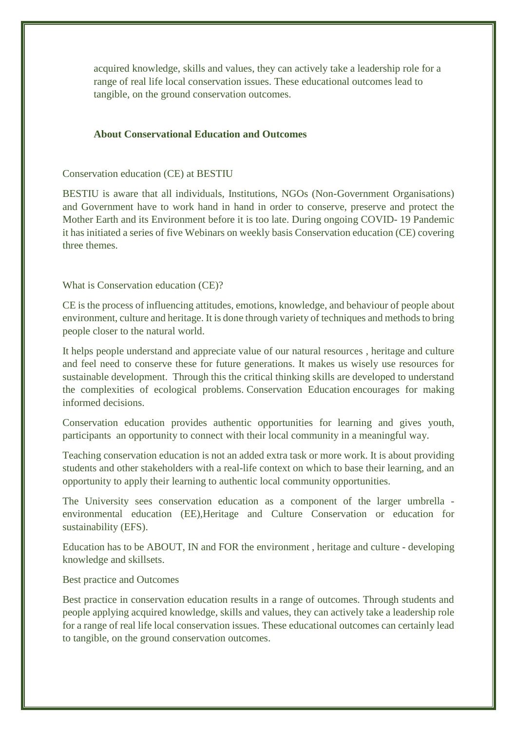acquired knowledge, skills and values, they can actively take a leadership role for a range of real life local conservation issues. These educational outcomes lead to tangible, on the ground conservation outcomes.

**About Conservational Education and Outcomes**

Conservation education (CE) at BESTIU

BESTIU is aware that all individuals, Institutions, NGOs (Non-Government Organisations) and Government have to work hand in hand in order to conserve, preserve and protect the Mother Earth and its Environment before it is too late. During ongoing COVID- 19 Pandemic it has initiated a series of five Webinars on weekly basis Conservation education (CE) covering three themes.

What is Conservation education (CE)?

CE is the process of influencing attitudes, emotions, knowledge, and behaviour of people about environment, culture and heritage. It is done through variety of techniques and methods to bring people closer to the natural world.

It helps people understand and appreciate value of our natural resources , heritage and culture and feel need to conserve these for future generations. It makes us wisely use resources for sustainable development. Through this the critical thinking skills are developed to understand the complexities of ecological problems. Conservation Education encourages for making informed decisions.

Conservation education provides authentic opportunities for learning and gives youth, participants an opportunity to connect with their local community in a meaningful way.

Teaching conservation education is not an added extra task or more work. It is about providing students and other stakeholders with a real-life context on which to base their learning, and an opportunity to apply their learning to authentic local community opportunities.

The University sees conservation education as a component of the larger umbrella - environmental education (EE),Heritage and Culture Conservation or education for sustainability (EFS).

Education has to be ABOUT, IN and FOR the environment , heritage and culture - developing knowledge and skillsets.

Best practice and Outcomes

Best practice in conservation education results in a range of outcomes. Through students and people applying acquired knowledge, skills and values, they can actively take a leadership role for a range of real life local conservation issues. These educational outcomes can certainly lead to tangible, on the ground conservation outcomes.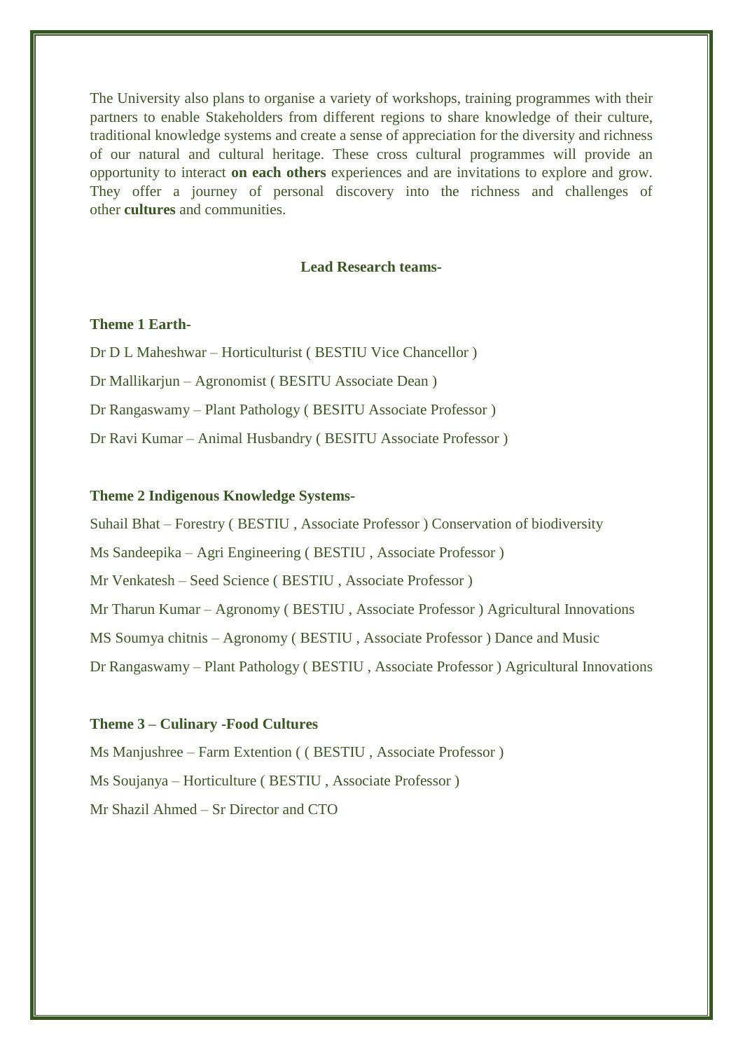The University also plans to organise a variety of workshops, training programmes with their partners to enable Stakeholders from different regions to share knowledge of their culture, traditional knowledge systems and create a sense of appreciation for the diversity and richness of our natural and cultural heritage. These cross cultural programmes will provide an opportunity to interact **on each others** experiences and are invitations to explore and grow. They offer a journey of personal discovery into the richness and challenges of other **cultures** and communities.

**Lead Research teams-**

**Theme 1 Earth-**

Dr D L Maheshwar – Horticulturist ( BESTIU Vice Chancellor )

Dr Mallikarjun – Agronomist ( BESITU Associate Dean )

Dr Rangaswamy – Plant Pathology ( BESITU Associate Professor )

Dr Ravi Kumar – Animal Husbandry ( BESITU Associate Professor )

**Theme 2 Indigenous Knowledge Systems-**

Suhail Bhat – Forestry ( BESTIU , Associate Professor ) Conservation of biodiversity

Ms Sandeepika – Agri Engineering ( BESTIU , Associate Professor )

Mr Venkatesh – Seed Science ( BESTIU , Associate Professor )

Mr Tharun Kumar – Agronomy ( BESTIU , Associate Professor ) Agricultural Innovations

MS Soumya chitnis – Agronomy ( BESTIU , Associate Professor ) Dance and Music

Dr Rangaswamy – Plant Pathology ( BESTIU , Associate Professor ) Agricultural Innovations

**Theme 3 – Culinary -Food Cultures**

Ms Manjushree – Farm Extention ( ( BESTIU , Associate Professor )

Ms Soujanya – Horticulture ( BESTIU , Associate Professor )

Mr Shazil Ahmed – Sr Director and CTO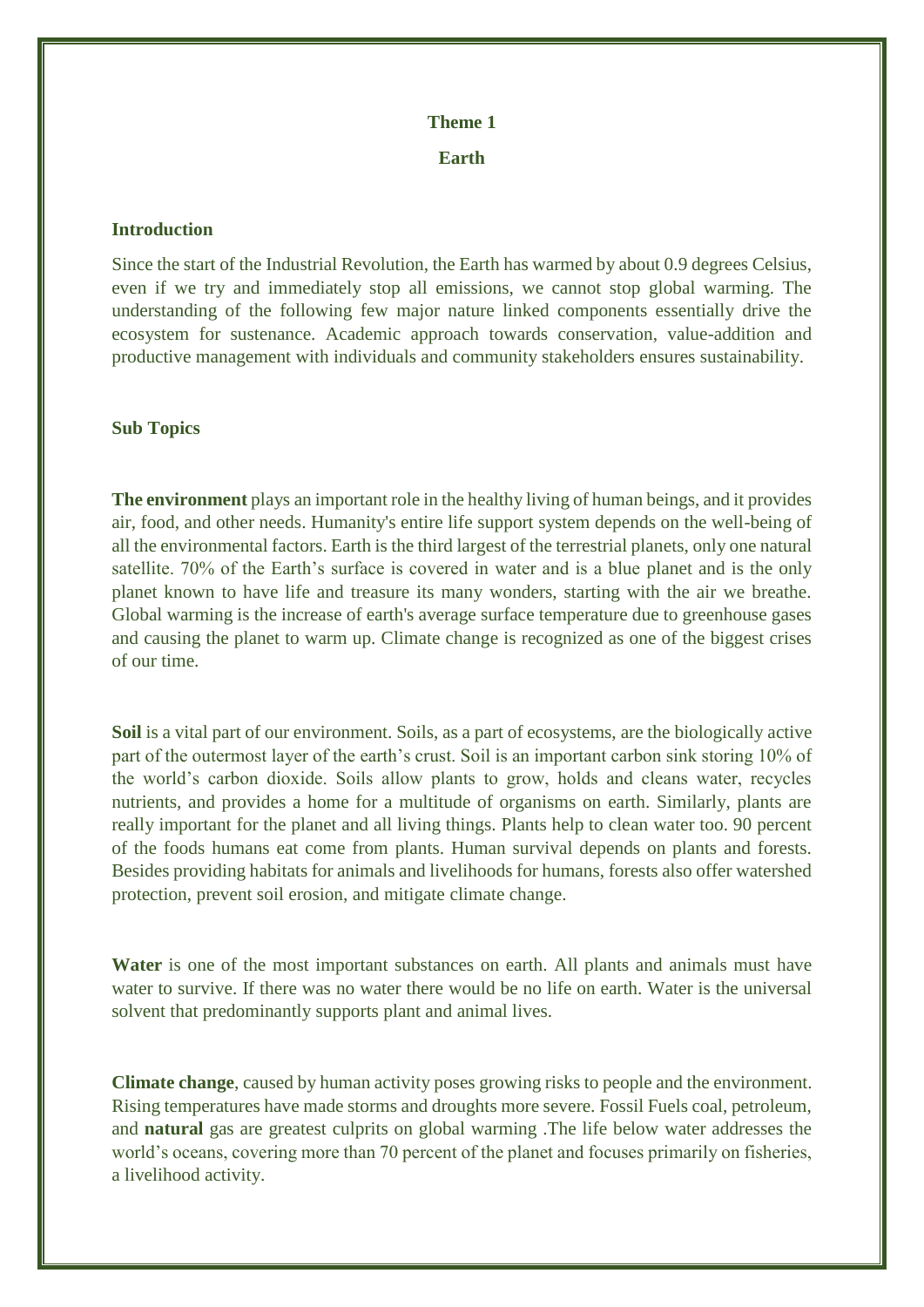## Theme 1

## Earth

### Introduction

Since the start of the Industrial Revolution, the Earth has warmed by about 0.9 degrees Celsius, even if we try and immediately stop all emissions, we cannot stop global warming. The understanding of the following few major nature linked components essentially drive the ecosystem for sustenance. Academic approach towards conservation, value-addition and productive management with individuals and community stakeholders ensures sustainability.

### Sub Topics

**The environment** plays an important role in the healthy living of human beings, and it provides air, food, and other needs. Humanity's entire life support system depends on the well-being of all the environmental factors. Earth is the third largest of the terrestrial planets, only one natural satellite. 70% of the Earth's surface is covered in water and is a blue planet and is the only planet known to have life and treasure its many wonders, starting with the air we breathe. Global warming is the increase of earth's average surface temperature due to greenhouse gases and causing the planet to warm up. Climate change is recognized as one of the biggest crises of our time.

**Soil** is a vital part of our environment. Soils, as a part of ecosystems, are the biologically active part of the outermost layer of the earth's crust. Soil is an important carbon sink storing 10% of the world's carbon dioxide. Soils allow plants to grow, holds and cleans water, recycles nutrients, and provides a home for a multitude of organisms on earth. Similarly, plants are really important for the planet and all living things. Plants help to clean water too. 90 percent of the foods humans eat come from plants. Human survival depends on plants and forests. Besides providing habitats for animals and livelihoods for humans, forests also offer watershed protection, prevent soil erosion, and mitigate climate change.

**Water** is one of the most important substances on earth. All plants and animals must have water to survive. If there was no water there would be no life on earth. Water is the universal solvent that predominantly supports plant and animal lives.

**Climate change**, caused by human activity poses growing risks to people and the environment. Rising temperatures have made storms and droughts more severe. Fossil Fuels coal, petroleum, and **natural** gas are greatest culprits on global warming .The life below water addresses the world's oceans, covering more than 70 percent of the planet and focuses primarily on fisheries, a livelihood activity.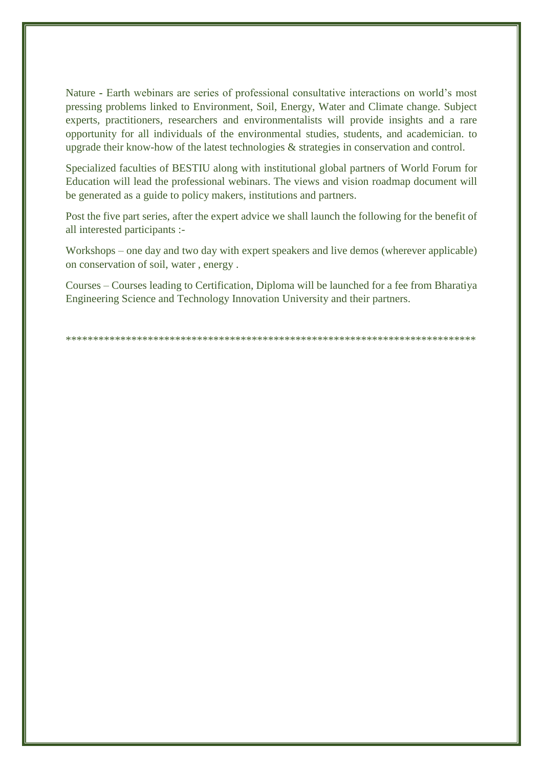Nature - Earth webinars are series of professional consultative interactions on world's most pressing problems linked to Environment, Soil, Energy, Water and Climate change. Subject experts, practitioners, researchers and environmentalists will provide insights and a rare opportunity for all individuals of the environmental studies, students, and academician. to upgrade their know-how of the latest technologies & strategies in conservation and control.

Specialized faculties of BESTIU along with institutional global partners of World Forum for Education will lead the professional webinars. The views and vision roadmap document will be generated as a guide to policy makers, institutions and partners.

Post the five part series, after the expert advice we shall launch the following for the benefit of all interested participants :-

Workshops – one day and two day with expert speakers and live demos (wherever applicable) on conservation of soil, water , energy .

Courses – Courses leading to Certification, Diploma will be launched for a fee from Bharatiya Engineering Science and Technology Innovation University and their partners.

*****************************************************************************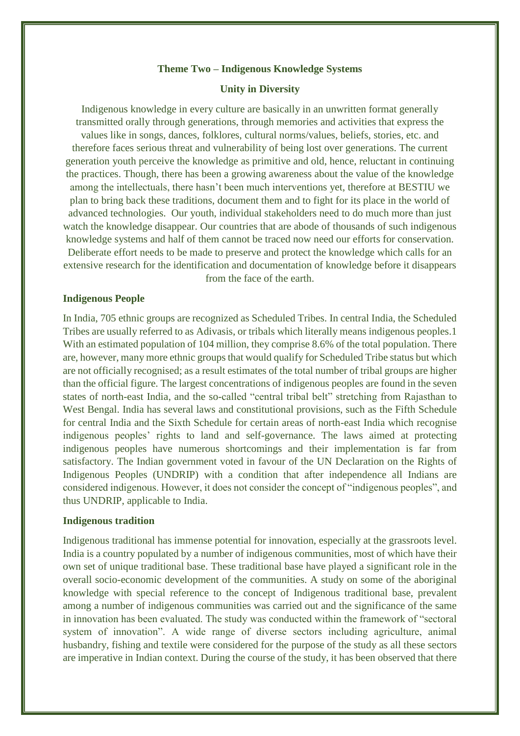**Theme Two – Indigenous Knowledge Systems**

**Unity in Diversity**

Indigenous knowledge in every culture are basically in an unwritten format generally transmitted orally through generations, through memories and activities that express the values like in songs, dances, folklores, cultural norms/values, beliefs, stories, etc. and therefore faces serious threat and vulnerability of being lost over generations. The current generation youth perceive the knowledge as primitive and old, hence, reluctant in continuing the practices. Though, there has been a growing awareness about the value of the knowledge among the intellectuals, there hasn't been much interventions yet, therefore at BESTIU we plan to bring back these traditions, document them and to fight for its place in the world of advanced technologies. Our youth, individual stakeholders need to do much more than just watch the knowledge disappear. Our countries that are abode of thousands of such indigenous knowledge systems and half of them cannot be traced now need our efforts for conservation. Deliberate effort needs to be made to preserve and protect the knowledge which calls for an extensive research for the identification and documentation of knowledge before it disappears from the face of the earth.

**Indigenous People**

In India, 705 ethnic groups are recognized as Scheduled Tribes. In central India, the Scheduled Tribes are usually referred to as Adivasis, or tribals which literally means indigenous peoples.1 With an estimated population of 104 million, they comprise 8.6% of the total population. There are, however, many more ethnic groups that would qualify for Scheduled Tribe status but which are not officially recognised; as a result estimates of the total number of tribal groups are higher than the official figure. The largest concentrations of indigenous peoples are found in the seven states of north-east India, and the so-called "central tribal belt" stretching from Rajasthan to West Bengal. India has several laws and constitutional provisions, such as the Fifth Schedule for central India and the Sixth Schedule for certain areas of north-east India which recognise indigenous peoples' rights to land and self-governance. The laws aimed at protecting indigenous peoples have numerous shortcomings and their implementation is far from satisfactory. The Indian government voted in favour of the UN Declaration on the Rights of Indigenous Peoples (UNDRIP) with a condition that after independence all Indians are considered indigenous. However, it does not consider the concept of "indigenous peoples", and thus UNDRIP, applicable to India.

**Indigenous tradition**

Indigenous traditional has immense potential for innovation, especially at the grassroots level. India is a country populated by a number of indigenous communities, most of which have their own set of unique traditional base. These traditional base have played a significant role in the overall socio-economic development of the communities. A study on some of the aboriginal knowledge with special reference to the concept of Indigenous traditional base, prevalent among a number of indigenous communities was carried out and the significance of the same in innovation has been evaluated. The study was conducted within the framework of "sectoral system of innovation". A wide range of diverse sectors including agriculture, animal husbandry, fishing and textile were considered for the purpose of the study as all these sectors are imperative in Indian context. During the course of the study, it has been observed that there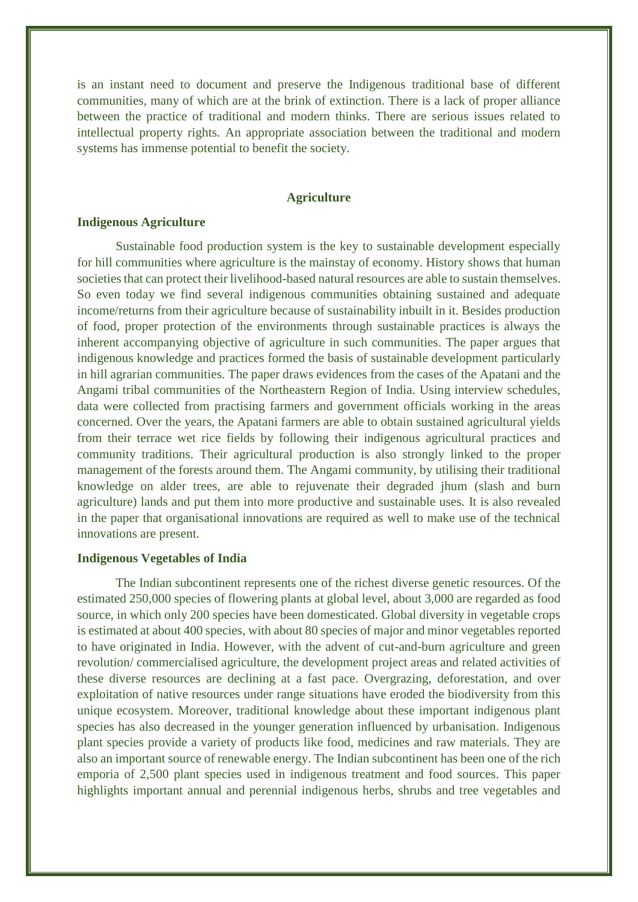is an instant need to document and preserve the Indigenous traditional base of different communities, many of which are at the brink of extinction. There is a lack of proper alliance between the practice of traditional and modern thinks. There are serious issues related to intellectual property rights. An appropriate association between the traditional and modern systems has immense potential to benefit the society.

## Agriculture

### Indigenous Agriculture

Sustainable food production system is the key to sustainable development especially for hill communities where agriculture is the mainstay of economy. History shows that human societies that can protect their livelihood-based natural resources are able to sustain themselves. So even today we find several indigenous communities obtaining sustained and adequate income/returns from their agriculture because of sustainability inbuilt in it. Besides production of food, proper protection of the environments through sustainable practices is always the inherent accompanying objective of agriculture in such communities. The paper argues that indigenous knowledge and practices formed the basis of sustainable development particularly in hill agrarian communities. The paper draws evidences from the cases of the Apatani and the Angami tribal communities of the Northeastern Region of India. Using interview schedules, data were collected from practising farmers and government officials working in the areas concerned. Over the years, the Apatani farmers are able to obtain sustained agricultural yields from their terrace wet rice fields by following their indigenous agricultural practices and community traditions. Their agricultural production is also strongly linked to the proper management of the forests around them. The Angami community, by utilising their traditional knowledge on alder trees, are able to rejuvenate their degraded jhum (slash and burn agriculture) lands and put them into more productive and sustainable uses. It is also revealed in the paper that organisational innovations are required as well to make use of the technical innovations are present.

### Indigenous Vegetables of India

The Indian subcontinent represents one of the richest diverse genetic resources. Of the estimated 250,000 species of flowering plants at global level, about 3,000 are regarded as food source, in which only 200 species have been domesticated. Global diversity in vegetable crops is estimated at about 400 species, with about 80 species of major and minor vegetables reported to have originated in India. However, with the advent of cut-and-burn agriculture and green revolution/ commercialised agriculture, the development project areas and related activities of these diverse resources are declining at a fast pace. Overgrazing, deforestation, and over exploitation of native resources under range situations have eroded the biodiversity from this unique ecosystem. Moreover, traditional knowledge about these important indigenous plant species has also decreased in the younger generation influenced by urbanisation. Indigenous plant species provide a variety of products like food, medicines and raw materials. They are also an important source of renewable energy. The Indian subcontinent has been one of the rich emporia of 2,500 plant species used in indigenous treatment and food sources. This paper highlights important annual and perennial indigenous herbs, shrubs and tree vegetables and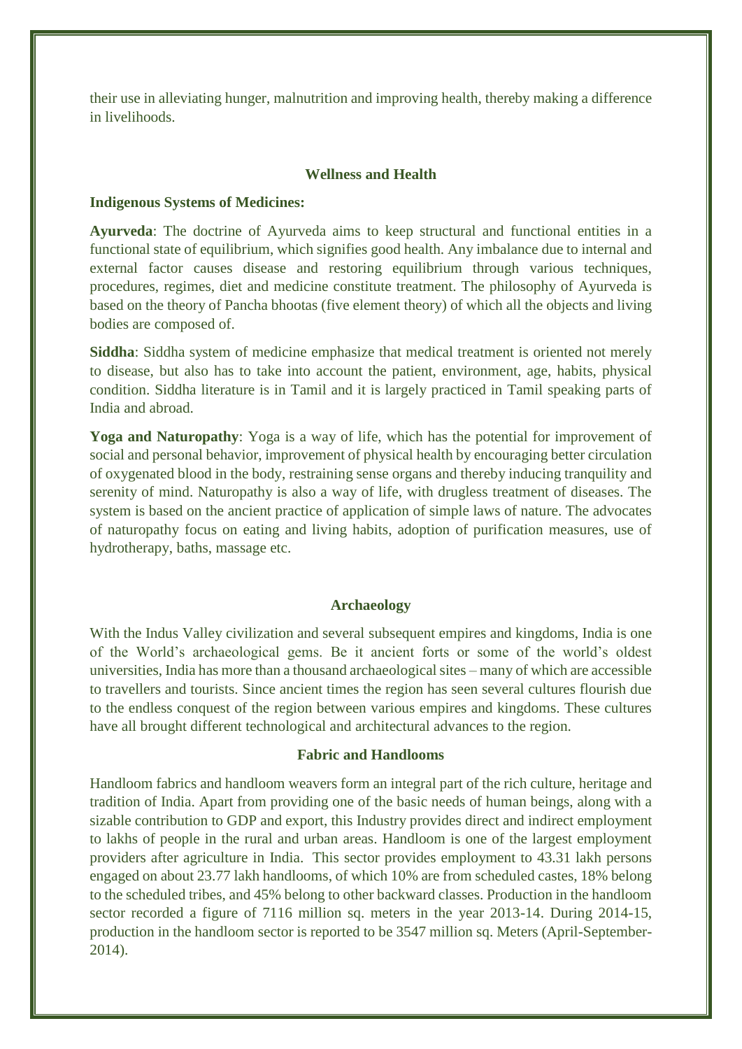their use in alleviating hunger, malnutrition and improving health, thereby making a difference in livelihoods.

## Wellness and Health

### Indigenous Systems of Medicines:

**Ayurveda**: The doctrine of Ayurveda aims to keep structural and functional entities in a functional state of equilibrium, which signifies good health. Any imbalance due to internal and external factor causes disease and restoring equilibrium through various techniques, procedures, regimes, diet and medicine constitute treatment. The philosophy of Ayurveda is based on the theory of Pancha bhootas (five element theory) of which all the objects and living bodies are composed of.

**Siddha**: Siddha system of medicine emphasize that medical treatment is oriented not merely to disease, but also has to take into account the patient, environment, age, habits, physical condition. Siddha literature is in Tamil and it is largely practiced in Tamil speaking parts of India and abroad.

**Yoga and Naturopathy**: Yoga is a way of life, which has the potential for improvement of social and personal behavior, improvement of physical health by encouraging better circulation of oxygenated blood in the body, restraining sense organs and thereby inducing tranquility and serenity of mind. Naturopathy is also a way of life, with drugless treatment of diseases. The system is based on the ancient practice of application of simple laws of nature. The advocates of naturopathy focus on eating and living habits, adoption of purification measures, use of hydrotherapy, baths, massage etc.

## Archaeology

With the Indus Valley civilization and several subsequent empires and kingdoms, India is one of the World's archaeological gems. Be it ancient forts or some of the world's oldest universities, India has more than a thousand archaeological sites – many of which are accessible to travellers and tourists. Since ancient times the region has seen several cultures flourish due to the endless conquest of the region between various empires and kingdoms. These cultures have all brought different technological and architectural advances to the region.

## Fabric and Handlooms

Handloom fabrics and handloom weavers form an integral part of the rich culture, heritage and tradition of India. Apart from providing one of the basic needs of human beings, along with a sizable contribution to GDP and export, this Industry provides direct and indirect employment to lakhs of people in the rural and urban areas. Handloom is one of the largest employment providers after agriculture in India. This sector provides employment to 43.31 lakh persons engaged on about 23.77 lakh handlooms, of which 10% are from scheduled castes, 18% belong to the scheduled tribes, and 45% belong to other backward classes. Production in the handloom sector recorded a figure of 7116 million sq. meters in the year 2013-14. During 2014-15, production in the handloom sector is reported to be 3547 million sq. Meters (April-September-2014).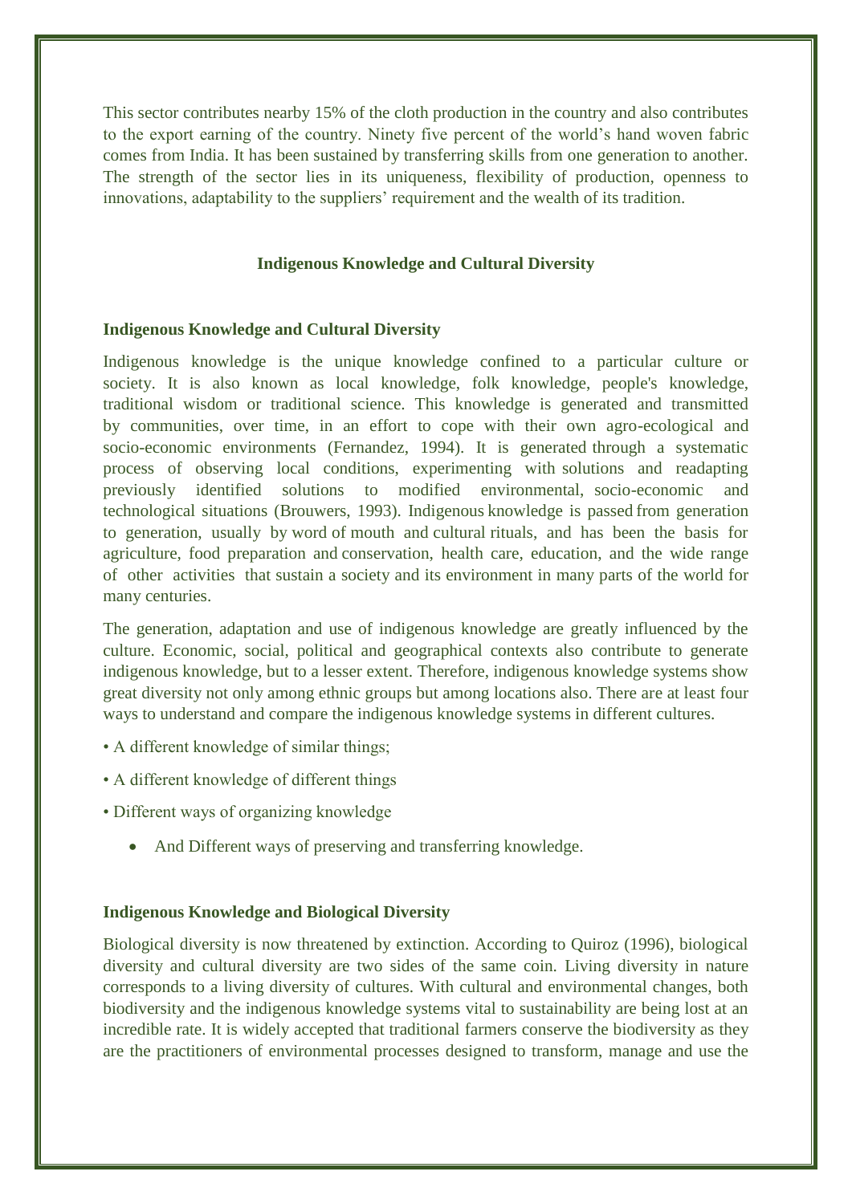This sector contributes nearby 15% of the cloth production in the country and also contributes to the export earning of the country. Ninety five percent of the world's hand woven fabric comes from India. It has been sustained by transferring skills from one generation to another. The strength of the sector lies in its uniqueness, flexibility of production, openness to innovations, adaptability to the suppliers' requirement and the wealth of its tradition.

## Indigenous Knowledge and Cultural Diversity

### Indigenous Knowledge and Cultural Diversity

Indigenous knowledge is the unique knowledge confined to a particular culture or society. It is also known as local knowledge, folk knowledge, people's knowledge, traditional wisdom or traditional science. This knowledge is generated and transmitted by communities, over time, in an effort to cope with their own agro-ecological and socio-economic environments (Fernandez, 1994). It is generated through a systematic process of observing local conditions, experimenting with solutions and readapting previously identified solutions to modified environmental, socio-economic and technological situations (Brouwers, 1993). Indigenous knowledge is passed from generation to generation, usually by word of mouth and cultural rituals, and has been the basis for agriculture, food preparation and conservation, health care, education, and the wide range of other activities that sustain a society and its environment in many parts of the world for many centuries.

The generation, adaptation and use of indigenous knowledge are greatly influenced by the culture. Economic, social, political and geographical contexts also contribute to generate indigenous knowledge, but to a lesser extent. Therefore, indigenous knowledge systems show great diversity not only among ethnic groups but among locations also. There are at least four ways to understand and compare the indigenous knowledge systems in different cultures.

- A different knowledge of similar things;
- A different knowledge of different things
- Different ways of organizing knowledge
- And Different ways of preserving and transferring knowledge.

### Indigenous Knowledge and Biological Diversity

Biological diversity is now threatened by extinction. According to Quiroz (1996), biological diversity and cultural diversity are two sides of the same coin. Living diversity in nature corresponds to a living diversity of cultures. With cultural and environmental changes, both biodiversity and the indigenous knowledge systems vital to sustainability are being lost at an incredible rate. It is widely accepted that traditional farmers conserve the biodiversity as they are the practitioners of environmental processes designed to transform, manage and use the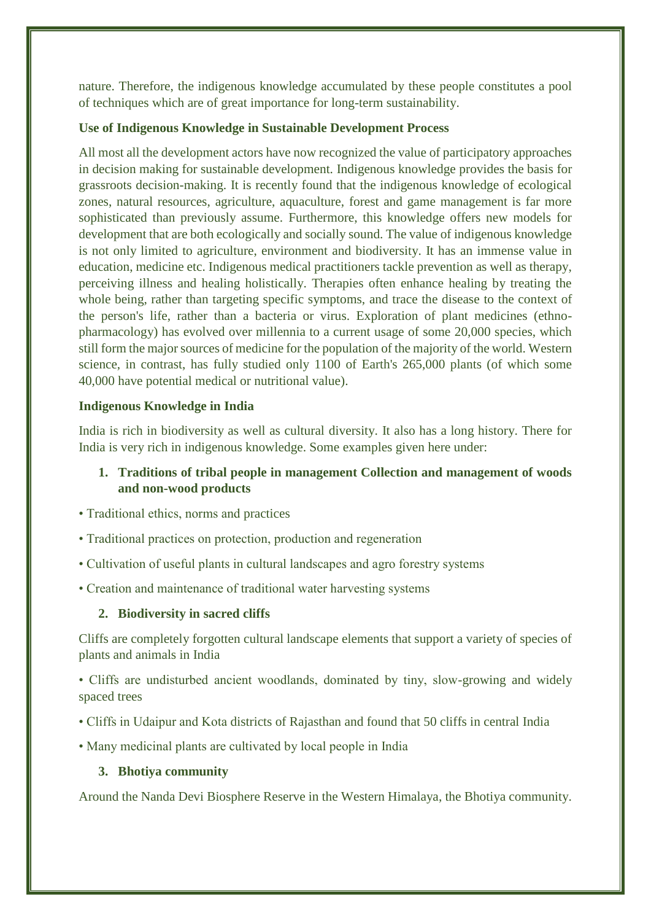nature. Therefore, the indigenous knowledge accumulated by these people constitutes a pool of techniques which are of great importance for long-term sustainability.

**Use of Indigenous Knowledge in Sustainable Development Process**

All most all the development actors have now recognized the value of participatory approaches in decision making for sustainable development. Indigenous knowledge provides the basis for grassroots decision-making. It is recently found that the indigenous knowledge of ecological zones, natural resources, agriculture, aquaculture, forest and game management is far more sophisticated than previously assume. Furthermore, this knowledge offers new models for development that are both ecologically and socially sound. The value of indigenous knowledge is not only limited to agriculture, environment and biodiversity. It has an immense value in education, medicine etc. Indigenous medical practitioners tackle prevention as well as therapy, perceiving illness and healing holistically. Therapies often enhance healing by treating the whole being, rather than targeting specific symptoms, and trace the disease to the context of the person's life, rather than a bacteria or virus. Exploration of plant medicines (ethno-pharmacology) has evolved over millennia to a current usage of some 20,000 species, which still form the major sources of medicine for the population of the majority of the world. Western science, in contrast, has fully studied only 1100 of Earth's 265,000 plants (of which some 40,000 have potential medical or nutritional value).

**Indigenous Knowledge in India**

India is rich in biodiversity as well as cultural diversity. It also has a long history. There for India is very rich in indigenous knowledge. Some examples given here under:

1. **Traditions of tribal people in management Collection and management of woods and non-wood products**

- Traditional ethics, norms and practices
- Traditional practices on protection, production and regeneration
- Cultivation of useful plants in cultural landscapes and agro forestry systems
- Creation and maintenance of traditional water harvesting systems

2. **Biodiversity in sacred cliffs**

Cliffs are completely forgotten cultural landscape elements that support a variety of species of plants and animals in India

- Cliffs are undisturbed ancient woodlands, dominated by tiny, slow-growing and widely spaced trees
- Cliffs in Udaipur and Kota districts of Rajasthan and found that 50 cliffs in central India
- Many medicinal plants are cultivated by local people in India

3. **Bhotiya community**

Around the Nanda Devi Biosphere Reserve in the Western Himalaya, the Bhotiya community.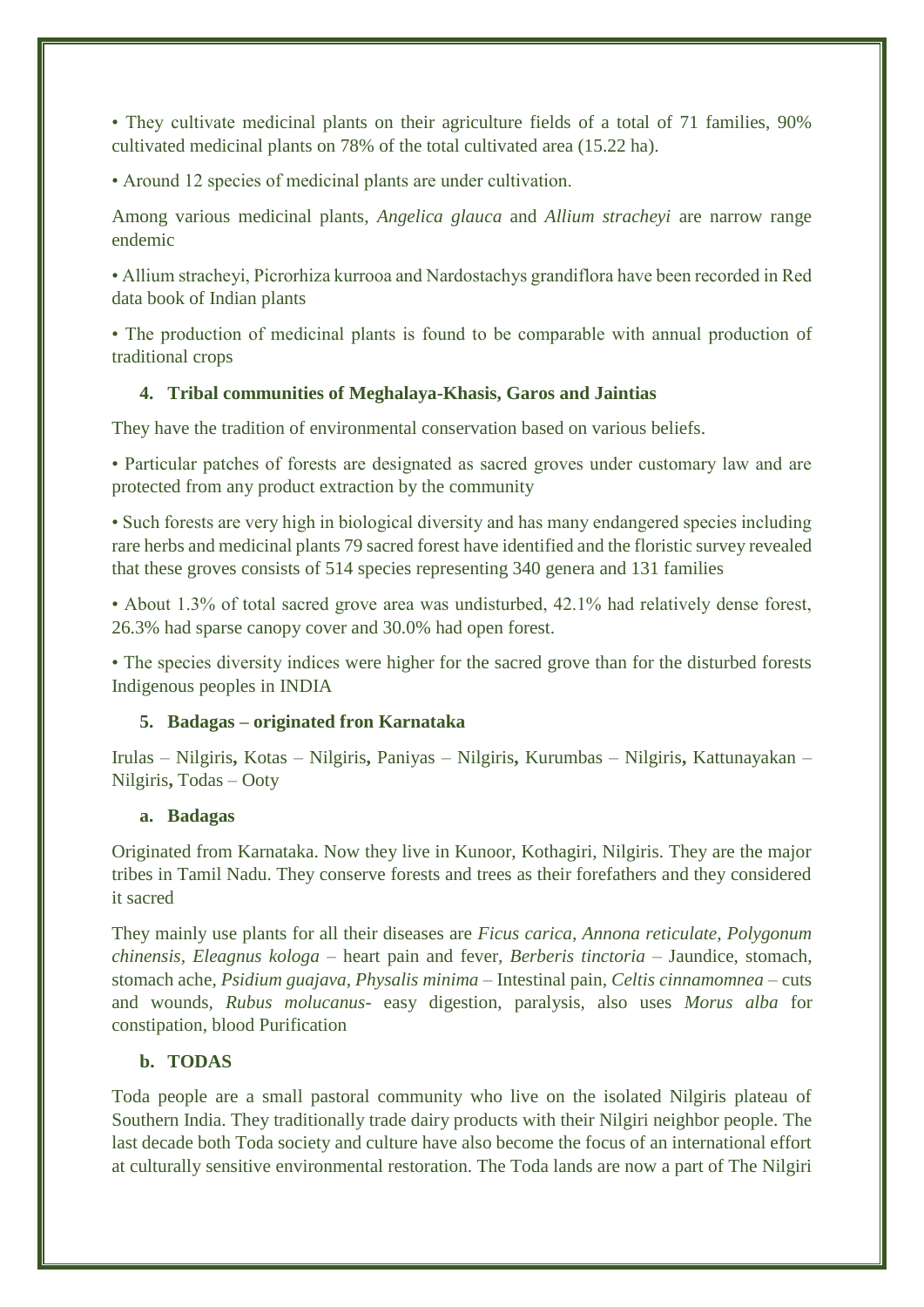• They cultivate medicinal plants on their agriculture fields of a total of 71 families, 90% cultivated medicinal plants on 78% of the total cultivated area (15.22 ha).

• Around 12 species of medicinal plants are under cultivation.

Among various medicinal plants, *Angelica glauca* and *Allium stracheyi* are narrow range endemic

• Allium stracheyi, Picrorhiza kurrooa and Nardostachys grandiflora have been recorded in Red data book of Indian plants

• The production of medicinal plants is found to be comparable with annual production of traditional crops

### 4. Tribal communities of Meghalaya-Khasis, Garos and Jaintias

They have the tradition of environmental conservation based on various beliefs.

• Particular patches of forests are designated as sacred groves under customary law and are protected from any product extraction by the community

• Such forests are very high in biological diversity and has many endangered species including rare herbs and medicinal plants 79 sacred forest have identified and the floristic survey revealed that these groves consists of 514 species representing 340 genera and 131 families

• About 1.3% of total sacred grove area was undisturbed, 42.1% had relatively dense forest, 26.3% had sparse canopy cover and 30.0% had open forest.

• The species diversity indices were higher for the sacred grove than for the disturbed forests Indigenous peoples in INDIA

### 5. Badagas – originated fron Karnataka

Irulas – Nilgiris, Kotas – Nilgiris, Paniyas – Nilgiris, Kurumbas – Nilgiris, Kattunayakan – Nilgiris, Todas – Ooty

#### a. Badagas

Originated from Karnataka. Now they live in Kunoor, Kothagiri, Nilgiris. They are the major tribes in Tamil Nadu. They conserve forests and trees as their forefathers and they considered it sacred

They mainly use plants for all their diseases are *Ficus carica, Annona reticulate, Polygonum chinensis, Eleagnus kologa* – heart pain and fever, *Berberis tinctoria* – Jaundice, stomach, stomach ache, *Psidium guajava, Physalis minima* – Intestinal pain, *Celtis cinnamomnea* – cuts and wounds, *Rubus molucanus*- easy digestion, paralysis, also uses *Morus alba* for constipation, blood Purification

#### b. TODAS

Toda people are a small pastoral community who live on the isolated Nilgiris plateau of Southern India. They traditionally trade dairy products with their Nilgiri neighbor people. The last decade both Toda society and culture have also become the focus of an international effort at culturally sensitive environmental restoration. The Toda lands are now a part of The Nilgiri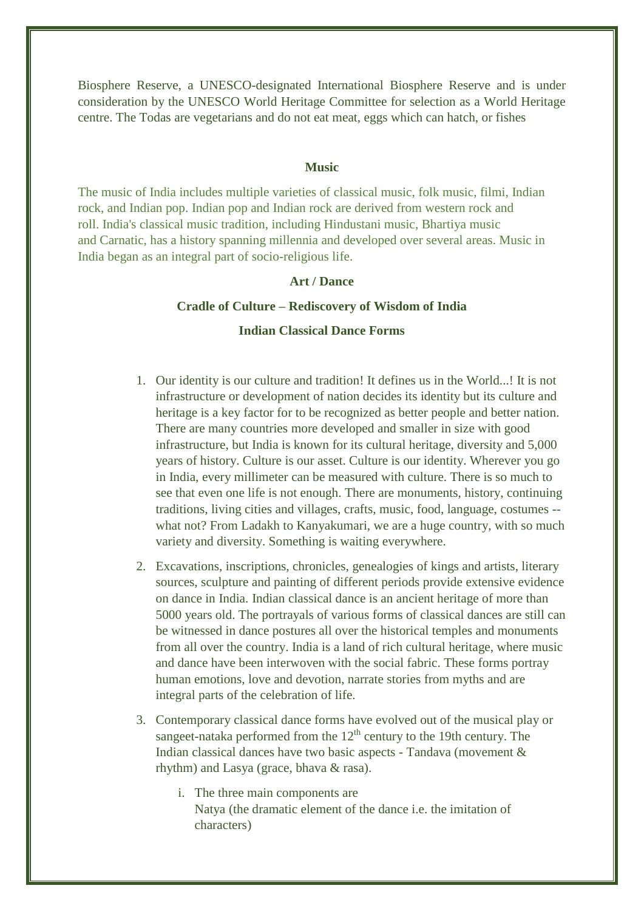Biosphere Reserve, a UNESCO-designated International Biosphere Reserve and is under consideration by the UNESCO World Heritage Committee for selection as a World Heritage centre. The Todas are vegetarians and do not eat meat, eggs which can hatch, or fishes

**Music**

The music of India includes multiple varieties of classical music, folk music, filmi, Indian rock, and Indian pop. Indian pop and Indian rock are derived from western rock and roll. India's classical music tradition, including Hindustani music, Bhartiya music and Carnatic, has a history spanning millennia and developed over several areas. Music in India began as an integral part of socio-religious life.

**Art / Dance**

**Cradle of Culture – Rediscovery of Wisdom of India**

**Indian Classical Dance Forms**

1. Our identity is our culture and tradition! It defines us in the World...! It is not infrastructure or development of nation decides its identity but its culture and heritage is a key factor for to be recognized as better people and better nation. There are many countries more developed and smaller in size with good infrastructure, but India is known for its cultural heritage, diversity and 5,000 years of history. Culture is our asset. Culture is our identity. Wherever you go in India, every millimeter can be measured with culture. There is so much to see that even one life is not enough. There are monuments, history, continuing traditions, living cities and villages, crafts, music, food, language, costumes -- what not? From Ladakh to Kanyakumari, we are a huge country, with so much variety and diversity. Something is waiting everywhere.
2. Excavations, inscriptions, chronicles, genealogies of kings and artists, literary sources, sculpture and painting of different periods provide extensive evidence on dance in India. Indian classical dance is an ancient heritage of more than 5000 years old. The portrayals of various forms of classical dances are still can be witnessed in dance postures all over the historical temples and monuments from all over the country. India is a land of rich cultural heritage, where music and dance have been interwoven with the social fabric. These forms portray human emotions, love and devotion, narrate stories from myths and are integral parts of the celebration of life.
3. Contemporary classical dance forms have evolved out of the musical play or sangeet-nataka performed from the 12th century to the 19th century. The Indian classical dances have two basic aspects - Tandava (movement & rhythm) and Lasya (grace, bhava & rasa).
    i. The three main components are
    Natya (the dramatic element of the dance i.e. the imitation of characters)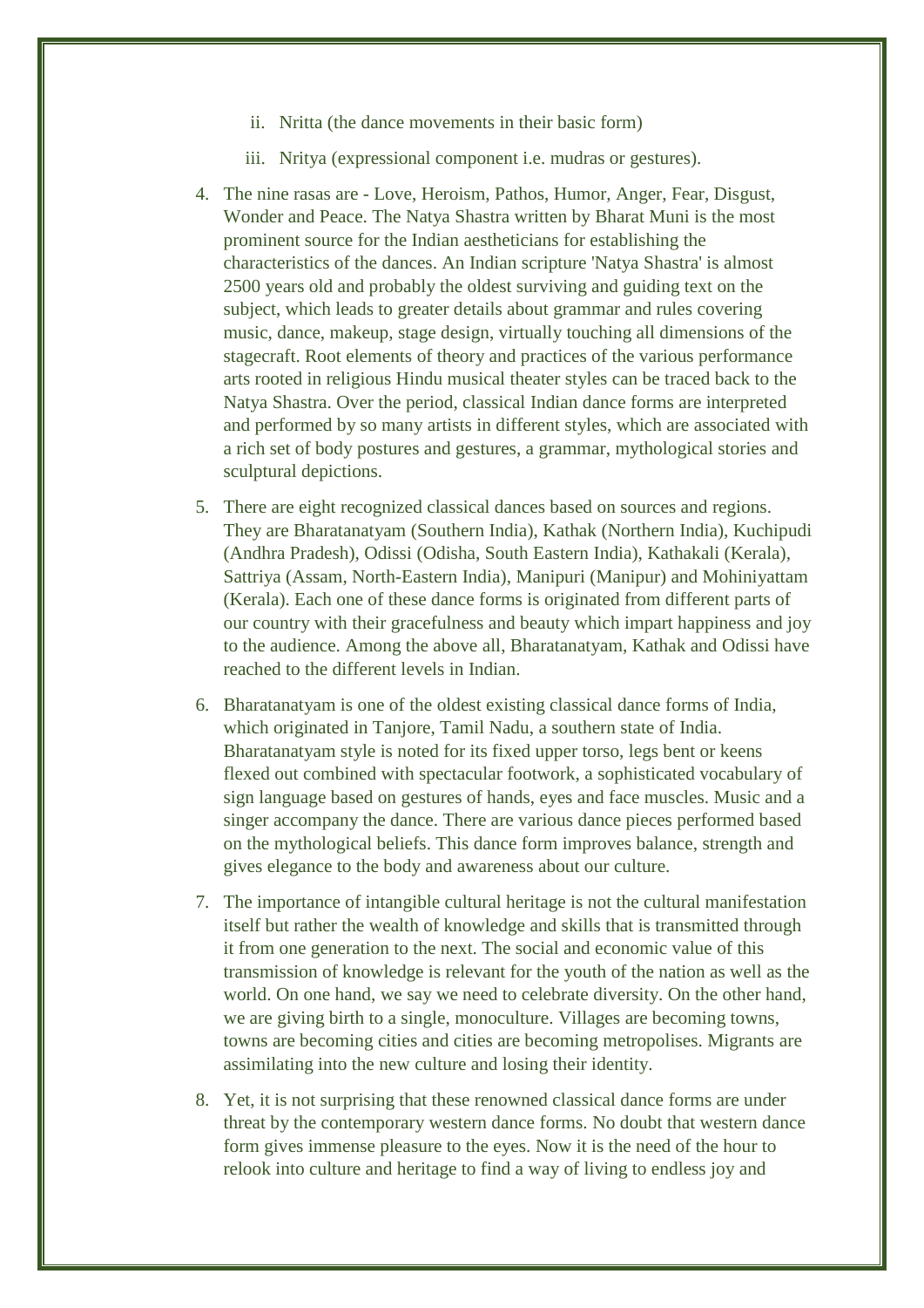ii. Nritta (the dance movements in their basic form)

   iii. Nritya (expressional component i.e. mudras or gestures).

4. The nine rasas are - Love, Heroism, Pathos, Humor, Anger, Fear, Disgust, Wonder and Peace. The Natya Shastra written by Bharat Muni is the most prominent source for the Indian aestheticians for establishing the characteristics of the dances. An Indian scripture 'Natya Shastra' is almost 2500 years old and probably the oldest surviving and guiding text on the subject, which leads to greater details about grammar and rules covering music, dance, makeup, stage design, virtually touching all dimensions of the stagecraft. Root elements of theory and practices of the various performance arts rooted in religious Hindu musical theater styles can be traced back to the Natya Shastra. Over the period, classical Indian dance forms are interpreted and performed by so many artists in different styles, which are associated with a rich set of body postures and gestures, a grammar, mythological stories and sculptural depictions.

5. There are eight recognized classical dances based on sources and regions. They are Bharatanatyam (Southern India), Kathak (Northern India), Kuchipudi (Andhra Pradesh), Odissi (Odisha, South Eastern India), Kathakali (Kerala), Sattriya (Assam, North-Eastern India), Manipuri (Manipur) and Mohiniyattam (Kerala). Each one of these dance forms is originated from different parts of our country with their gracefulness and beauty which impart happiness and joy to the audience. Among the above all, Bharatanatyam, Kathak and Odissi have reached to the different levels in Indian.

6. Bharatanatyam is one of the oldest existing classical dance forms of India, which originated in Tanjore, Tamil Nadu, a southern state of India. Bharatanatyam style is noted for its fixed upper torso, legs bent or keens flexed out combined with spectacular footwork, a sophisticated vocabulary of sign language based on gestures of hands, eyes and face muscles. Music and a singer accompany the dance. There are various dance pieces performed based on the mythological beliefs. This dance form improves balance, strength and gives elegance to the body and awareness about our culture.

7. The importance of intangible cultural heritage is not the cultural manifestation itself but rather the wealth of knowledge and skills that is transmitted through it from one generation to the next. The social and economic value of this transmission of knowledge is relevant for the youth of the nation as well as the world. On one hand, we say we need to celebrate diversity. On the other hand, we are giving birth to a single, monoculture. Villages are becoming towns, towns are becoming cities and cities are becoming metropolises. Migrants are assimilating into the new culture and losing their identity.

8. Yet, it is not surprising that these renowned classical dance forms are under threat by the contemporary western dance forms. No doubt that western dance form gives immense pleasure to the eyes. Now it is the need of the hour to relook into culture and heritage to find a way of living to endless joy and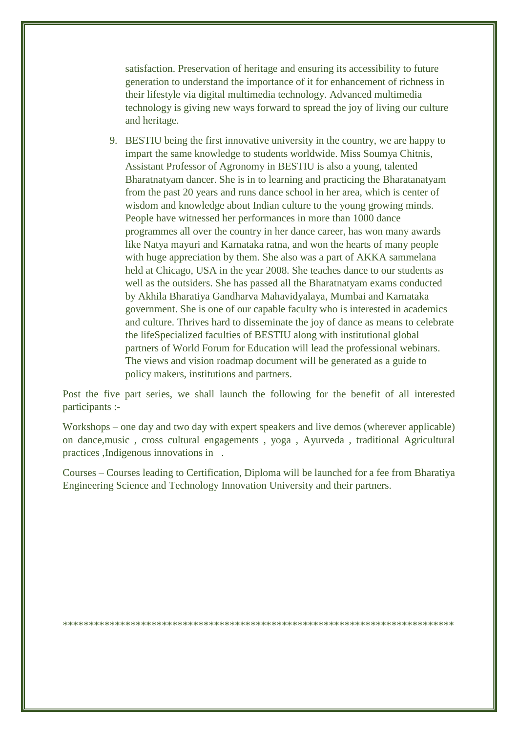satisfaction. Preservation of heritage and ensuring its accessibility to future generation to understand the importance of it for enhancement of richness in their lifestyle via digital multimedia technology. Advanced multimedia technology is giving new ways forward to spread the joy of living our culture and heritage.

9. BESTIU being the first innovative university in the country, we are happy to impart the same knowledge to students worldwide. Miss Soumya Chitnis, Assistant Professor of Agronomy in BESTIU is also a young, talented Bharatnatyam dancer. She is in to learning and practicing the Bharatanatyam from the past 20 years and runs dance school in her area, which is center of wisdom and knowledge about Indian culture to the young growing minds. People have witnessed her performances in more than 1000 dance programmes all over the country in her dance career, has won many awards like Natya mayuri and Karnataka ratna, and won the hearts of many people with huge appreciation by them. She also was a part of AKKA sammelana held at Chicago, USA in the year 2008. She teaches dance to our students as well as the outsiders. She has passed all the Bharatnatyam exams conducted by Akhila Bharatiya Gandharva Mahavidyalaya, Mumbai and Karnataka government. She is one of our capable faculty who is interested in academics and culture. Thrives hard to disseminate the joy of dance as means to celebrate the lifeSpecialized faculties of BESTIU along with institutional global partners of World Forum for Education will lead the professional webinars. The views and vision roadmap document will be generated as a guide to policy makers, institutions and partners.

Post the five part series, we shall launch the following for the benefit of all interested participants :-

Workshops – one day and two day with expert speakers and live demos (wherever applicable) on dance,music , cross cultural engagements , yoga , Ayurveda , traditional Agricultural practices ,Indigenous innovations in .

Courses – Courses leading to Certification, Diploma will be launched for a fee from Bharatiya Engineering Science and Technology Innovation University and their partners.

***************************************************************************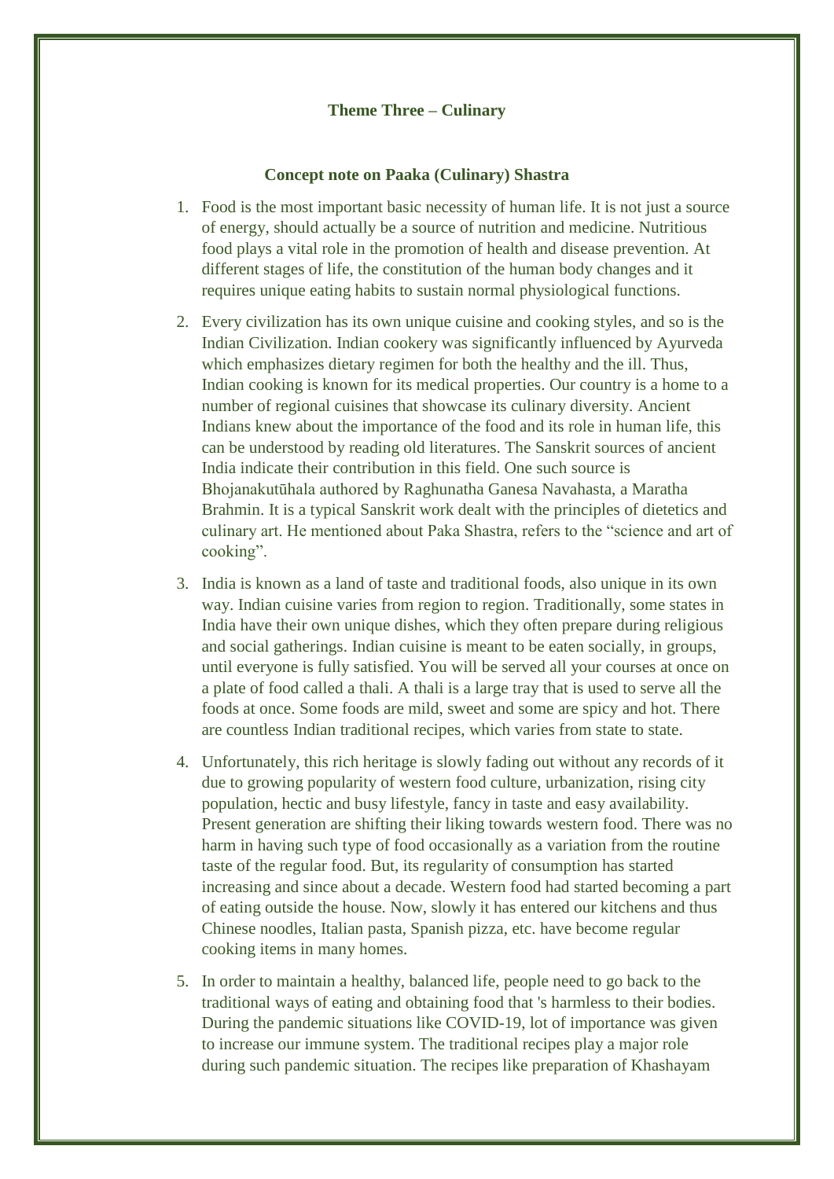## Theme Three – Culinary

### Concept note on Paaka (Culinary) Shastra

1. Food is the most important basic necessity of human life. It is not just a source of energy, should actually be a source of nutrition and medicine. Nutritious food plays a vital role in the promotion of health and disease prevention. At different stages of life, the constitution of the human body changes and it requires unique eating habits to sustain normal physiological functions.

2. Every civilization has its own unique cuisine and cooking styles, and so is the Indian Civilization. Indian cookery was significantly influenced by Ayurveda which emphasizes dietary regimen for both the healthy and the ill. Thus, Indian cooking is known for its medical properties. Our country is a home to a number of regional cuisines that showcase its culinary diversity. Ancient Indians knew about the importance of the food and its role in human life, this can be understood by reading old literatures. The Sanskrit sources of ancient India indicate their contribution in this field. One such source is Bhojanakutūhala authored by Raghunatha Ganesa Navahasta, a Maratha Brahmin. It is a typical Sanskrit work dealt with the principles of dietetics and culinary art. He mentioned about Paka Shastra, refers to the "science and art of cooking".

3. India is known as a land of taste and traditional foods, also unique in its own way. Indian cuisine varies from region to region. Traditionally, some states in India have their own unique dishes, which they often prepare during religious and social gatherings. Indian cuisine is meant to be eaten socially, in groups, until everyone is fully satisfied. You will be served all your courses at once on a plate of food called a thali. A thali is a large tray that is used to serve all the foods at once. Some foods are mild, sweet and some are spicy and hot. There are countless Indian traditional recipes, which varies from state to state.

4. Unfortunately, this rich heritage is slowly fading out without any records of it due to growing popularity of western food culture, urbanization, rising city population, hectic and busy lifestyle, fancy in taste and easy availability. Present generation are shifting their liking towards western food. There was no harm in having such type of food occasionally as a variation from the routine taste of the regular food. But, its regularity of consumption has started increasing and since about a decade. Western food had started becoming a part of eating outside the house. Now, slowly it has entered our kitchens and thus Chinese noodles, Italian pasta, Spanish pizza, etc. have become regular cooking items in many homes.

5. In order to maintain a healthy, balanced life, people need to go back to the traditional ways of eating and obtaining food that 's harmless to their bodies. During the pandemic situations like COVID-19, lot of importance was given to increase our immune system. The traditional recipes play a major role during such pandemic situation. The recipes like preparation of Khashayam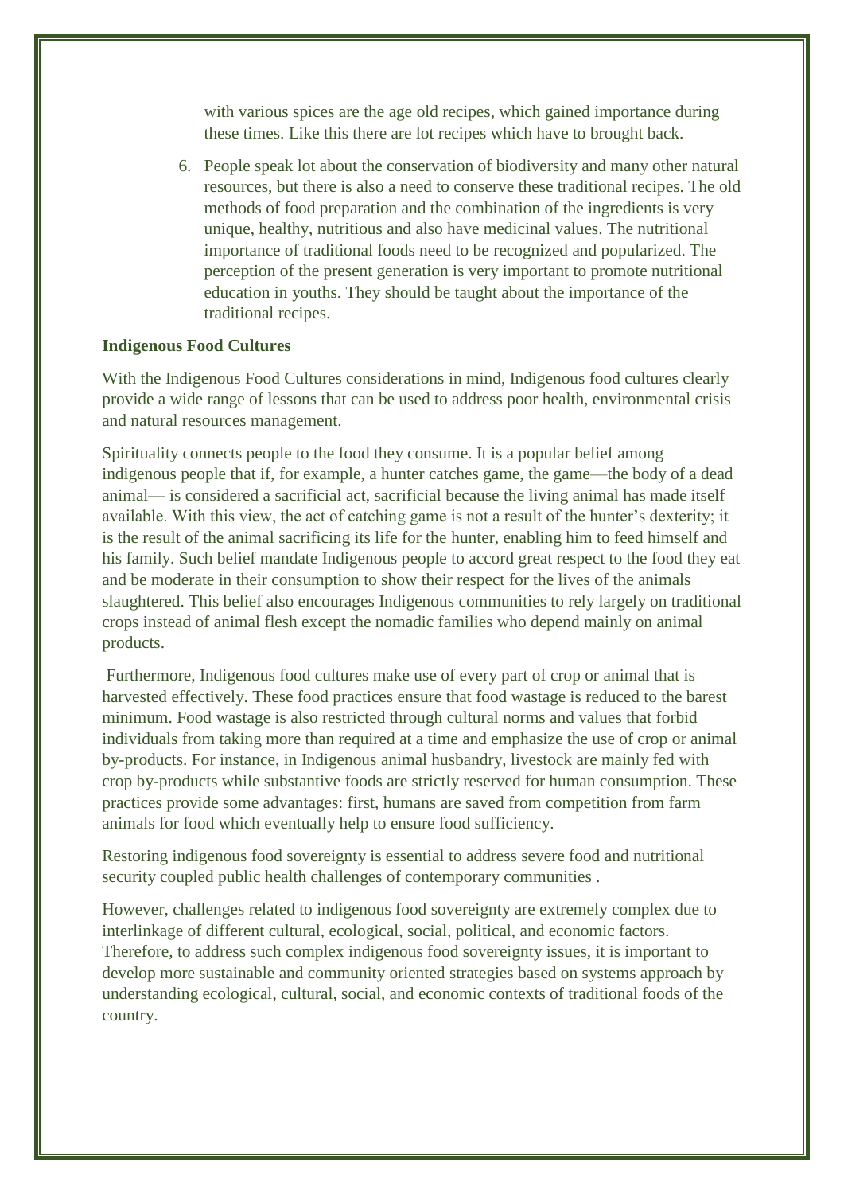with various spices are the age old recipes, which gained importance during these times. Like this there are lot recipes which have to brought back.

6. People speak lot about the conservation of biodiversity and many other natural resources, but there is also a need to conserve these traditional recipes. The old methods of food preparation and the combination of the ingredients is very unique, healthy, nutritious and also have medicinal values. The nutritional importance of traditional foods need to be recognized and popularized. The perception of the present generation is very important to promote nutritional education in youths. They should be taught about the importance of the traditional recipes.

**Indigenous Food Cultures**

With the Indigenous Food Cultures considerations in mind, Indigenous food cultures clearly provide a wide range of lessons that can be used to address poor health, environmental crisis and natural resources management.

Spirituality connects people to the food they consume. It is a popular belief among indigenous people that if, for example, a hunter catches game, the game—the body of a dead animal— is considered a sacrificial act, sacrificial because the living animal has made itself available. With this view, the act of catching game is not a result of the hunter's dexterity; it is the result of the animal sacrificing its life for the hunter, enabling him to feed himself and his family. Such belief mandate Indigenous people to accord great respect to the food they eat and be moderate in their consumption to show their respect for the lives of the animals slaughtered. This belief also encourages Indigenous communities to rely largely on traditional crops instead of animal flesh except the nomadic families who depend mainly on animal products.

Furthermore, Indigenous food cultures make use of every part of crop or animal that is harvested effectively. These food practices ensure that food wastage is reduced to the barest minimum. Food wastage is also restricted through cultural norms and values that forbid individuals from taking more than required at a time and emphasize the use of crop or animal by-products. For instance, in Indigenous animal husbandry, livestock are mainly fed with crop by-products while substantive foods are strictly reserved for human consumption. These practices provide some advantages: first, humans are saved from competition from farm animals for food which eventually help to ensure food sufficiency.

Restoring indigenous food sovereignty is essential to address severe food and nutritional security coupled public health challenges of contemporary communities .

However, challenges related to indigenous food sovereignty are extremely complex due to interlinkage of different cultural, ecological, social, political, and economic factors. Therefore, to address such complex indigenous food sovereignty issues, it is important to develop more sustainable and community oriented strategies based on systems approach by understanding ecological, cultural, social, and economic contexts of traditional foods of the country.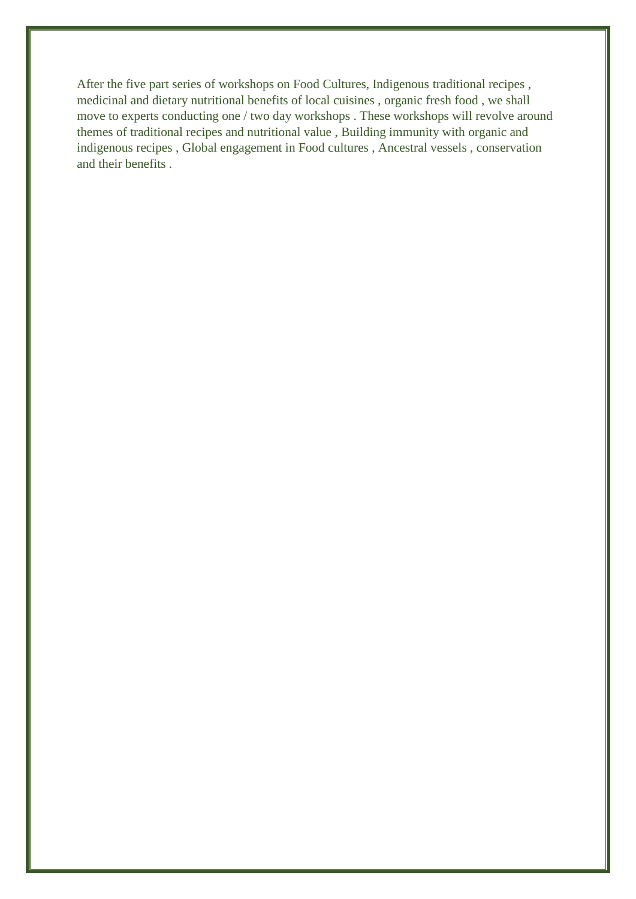After the five part series of workshops on Food Cultures, Indigenous traditional recipes , medicinal and dietary nutritional benefits of local cuisines , organic fresh food , we shall move to experts conducting one / two day workshops . These workshops will revolve around themes of traditional recipes and nutritional value , Building immunity with organic and indigenous recipes , Global engagement in Food cultures , Ancestral vessels , conservation and their benefits .